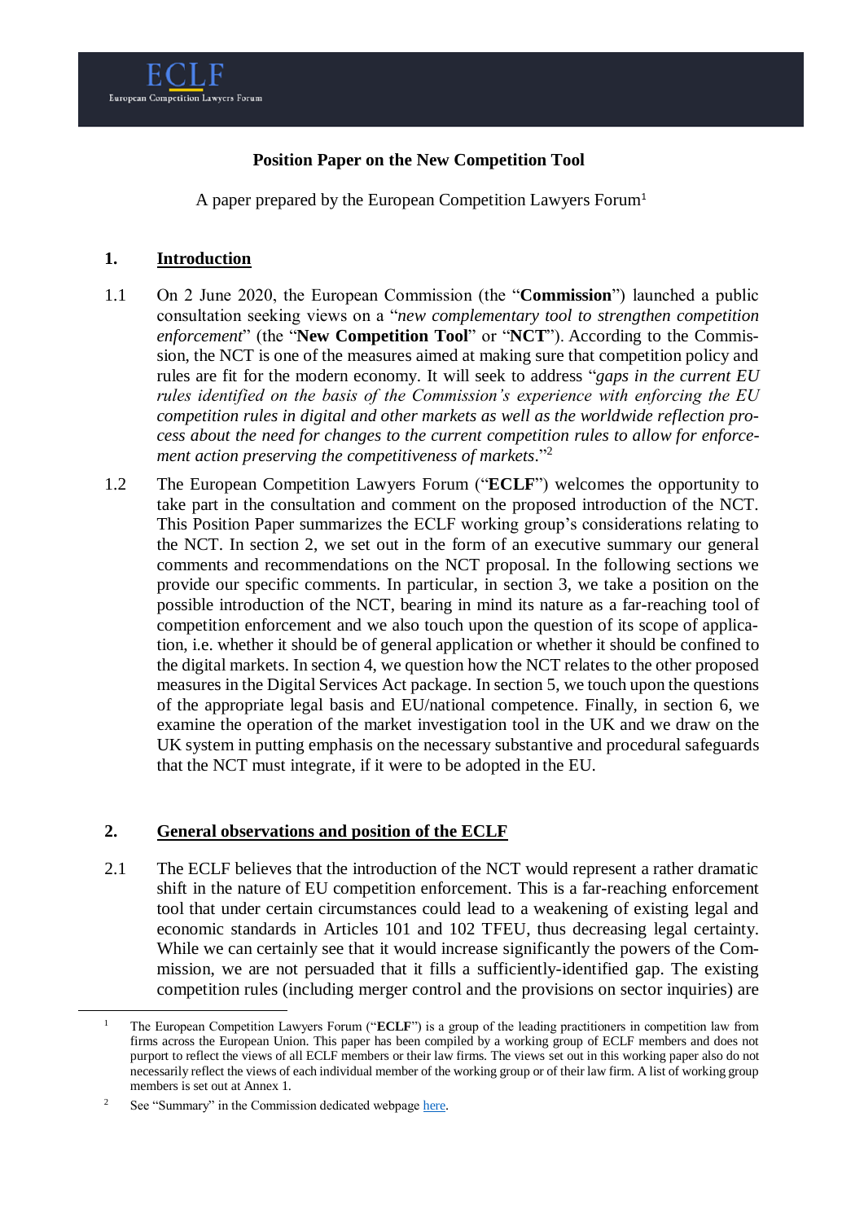ECLF
European Competition Lawyers Forum

# Position Paper on the New Competition Tool

A paper prepared by the European Competition Lawyers Forum[1]

## 1. Introduction

1.1 On 2 June 2020, the European Commission (the "**Commission**") launched a public consultation seeking views on a "*new complementary tool to strengthen competition enforcement*" (the "**New Competition Tool**" or "**NCT**"). According to the Commission, the NCT is one of the measures aimed at making sure that competition policy and rules are fit for the modern economy. It will seek to address "*gaps in the current EU rules identified on the basis of the Commission's experience with enforcing the EU competition rules in digital and other markets as well as the worldwide reflection process about the need for changes to the current competition rules to allow for enforcement action preserving the competitiveness of markets*."[2]

1.2 The European Competition Lawyers Forum ("**ECLF**") welcomes the opportunity to take part in the consultation and comment on the proposed introduction of the NCT. This Position Paper summarizes the ECLF working group's considerations relating to the NCT. In section 2, we set out in the form of an executive summary our general comments and recommendations on the NCT proposal. In the following sections we provide our specific comments. In particular, in section 3, we take a position on the possible introduction of the NCT, bearing in mind its nature as a far-reaching tool of competition enforcement and we also touch upon the question of its scope of application, i.e. whether it should be of general application or whether it should be confined to the digital markets. In section 4, we question how the NCT relates to the other proposed measures in the Digital Services Act package. In section 5, we touch upon the questions of the appropriate legal basis and EU/national competence. Finally, in section 6, we examine the operation of the market investigation tool in the UK and we draw on the UK system in putting emphasis on the necessary substantive and procedural safeguards that the NCT must integrate, if it were to be adopted in the EU.

## 2. General observations and position of the ECLF

2.1 The ECLF believes that the introduction of the NCT would represent a rather dramatic shift in the nature of EU competition enforcement. This is a far-reaching enforcement tool that under certain circumstances could lead to a weakening of existing legal and economic standards in Articles 101 and 102 TFEU, thus decreasing legal certainty. While we can certainly see that it would increase significantly the powers of the Commission, we are not persuaded that it fills a sufficiently-identified gap. The existing competition rules (including merger control and the provisions on sector inquiries) are

---

[1] The European Competition Lawyers Forum ("**ECLF**") is a group of the leading practitioners in competition law from firms across the European Union. This paper has been compiled by a working group of ECLF members and does not purport to reflect the views of all ECLF members or their law firms. The views set out in this working paper also do not necessarily reflect the views of each individual member of the working group or of their law firm. A list of working group members is set out at Annex 1.

[2] See "Summary" in the Commission dedicated webpage here.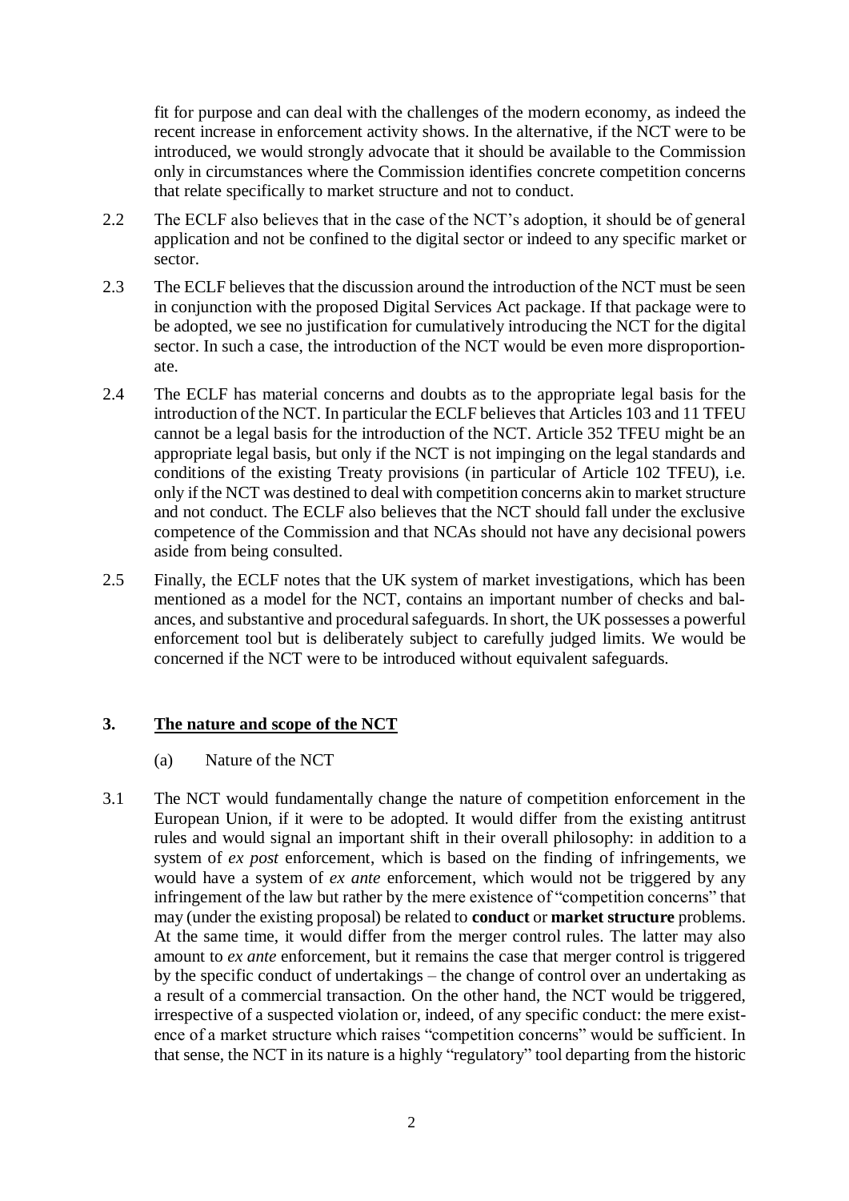fit for purpose and can deal with the challenges of the modern economy, as indeed the recent increase in enforcement activity shows. In the alternative, if the NCT were to be introduced, we would strongly advocate that it should be available to the Commission only in circumstances where the Commission identifies concrete competition concerns that relate specifically to market structure and not to conduct.

2.2 The ECLF also believes that in the case of the NCT's adoption, it should be of general application and not be confined to the digital sector or indeed to any specific market or sector.

2.3 The ECLF believes that the discussion around the introduction of the NCT must be seen in conjunction with the proposed Digital Services Act package. If that package were to be adopted, we see no justification for cumulatively introducing the NCT for the digital sector. In such a case, the introduction of the NCT would be even more disproportionate.

2.4 The ECLF has material concerns and doubts as to the appropriate legal basis for the introduction of the NCT. In particular the ECLF believes that Articles 103 and 11 TFEU cannot be a legal basis for the introduction of the NCT. Article 352 TFEU might be an appropriate legal basis, but only if the NCT is not impinging on the legal standards and conditions of the existing Treaty provisions (in particular of Article 102 TFEU), i.e. only if the NCT was destined to deal with competition concerns akin to market structure and not conduct. The ECLF also believes that the NCT should fall under the exclusive competence of the Commission and that NCAs should not have any decisional powers aside from being consulted.

2.5 Finally, the ECLF notes that the UK system of market investigations, which has been mentioned as a model for the NCT, contains an important number of checks and balances, and substantive and procedural safeguards. In short, the UK possesses a powerful enforcement tool but is deliberately subject to carefully judged limits. We would be concerned if the NCT were to be introduced without equivalent safeguards.

## 3. The nature and scope of the NCT

### (a) Nature of the NCT

3.1 The NCT would fundamentally change the nature of competition enforcement in the European Union, if it were to be adopted. It would differ from the existing antitrust rules and would signal an important shift in their overall philosophy: in addition to a system of *ex post* enforcement, which is based on the finding of infringements, we would have a system of *ex ante* enforcement, which would not be triggered by any infringement of the law but rather by the mere existence of "competition concerns" that may (under the existing proposal) be related to **conduct** or **market structure** problems. At the same time, it would differ from the merger control rules. The latter may also amount to *ex ante* enforcement, but it remains the case that merger control is triggered by the specific conduct of undertakings – the change of control over an undertaking as a result of a commercial transaction. On the other hand, the NCT would be triggered, irrespective of a suspected violation or, indeed, of any specific conduct: the mere existence of a market structure which raises "competition concerns" would be sufficient. In that sense, the NCT in its nature is a highly "regulatory" tool departing from the historic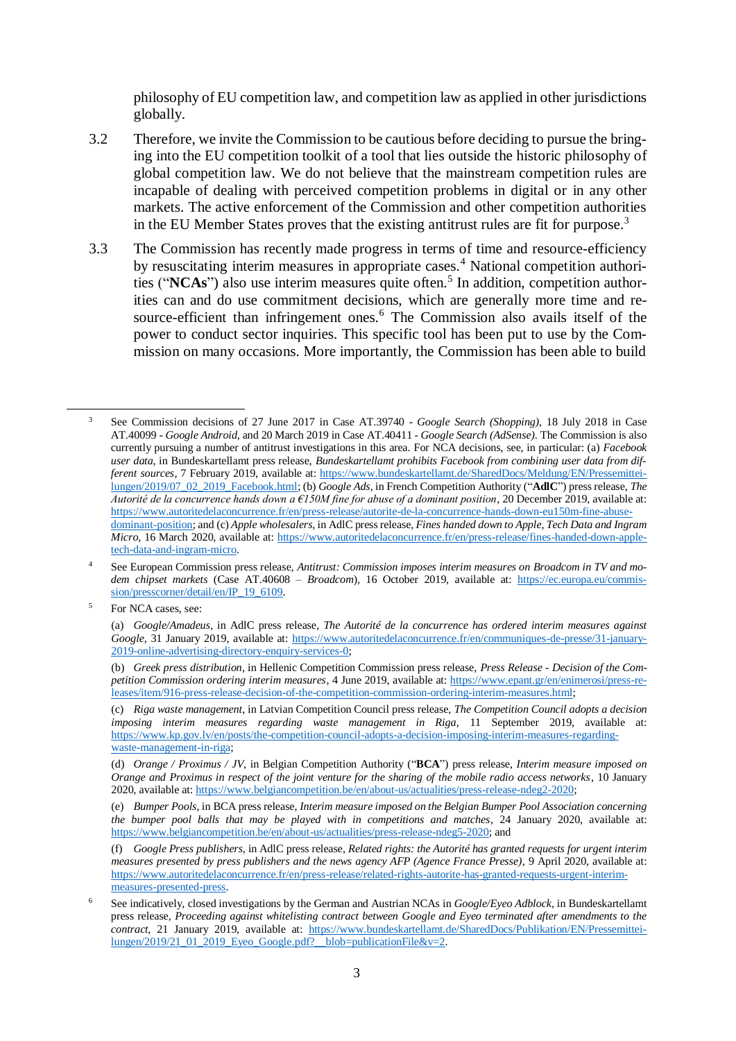philosophy of EU competition law, and competition law as applied in other jurisdictions globally.

3.2 Therefore, we invite the Commission to be cautious before deciding to pursue the bringing into the EU competition toolkit of a tool that lies outside the historic philosophy of global competition law. We do not believe that the mainstream competition rules are incapable of dealing with perceived competition problems in digital or in any other markets. The active enforcement of the Commission and other competition authorities in the EU Member States proves that the existing antitrust rules are fit for purpose.[3]

3.3 The Commission has recently made progress in terms of time and resource-efficiency by resuscitating interim measures in appropriate cases.[4] National competition authorities ("**NCAs**") also use interim measures quite often.[5] In addition, competition authorities can and do use commitment decisions, which are generally more time and resource-efficient than infringement ones.[6] The Commission also avails itself of the power to conduct sector inquiries. This specific tool has been put to use by the Commission on many occasions. More importantly, the Commission has been able to build

---

[3] See Commission decisions of 27 June 2017 in Case AT.39740 - *Google Search (Shopping)*, 18 July 2018 in Case AT.40099 - *Google Android*, and 20 March 2019 in Case AT.40411 - *Google Search (AdSense)*. The Commission is also currently pursuing a number of antitrust investigations in this area. For NCA decisions, see, in particular: (a) *Facebook user data*, in Bundeskartellamt press release, *Bundeskartellamt prohibits Facebook from combining user data from different sources*, 7 February 2019, available at: https://www.bundeskartellamt.de/SharedDocs/Meldung/EN/Pressemitteilungen/2019/07_02_2019_Facebook.html; (b) *Google Ads*, in French Competition Authority ("**AdlC**") press release, *The Autorité de la concurrence hands down a €150M fine for abuse of a dominant position*, 20 December 2019, available at: https://www.autoritedelaconcurrence.fr/en/press-release/autorite-de-la-concurrence-hands-down-eu150m-fine-abuse-dominant-position; and (c) *Apple wholesalers*, in AdlC press release, *Fines handed down to Apple, Tech Data and Ingram Micro*, 16 March 2020, available at: https://www.autoritedelaconcurrence.fr/en/press-release/fines-handed-down-apple-tech-data-and-ingram-micro.

[4] See European Commission press release, *Antitrust: Commission imposes interim measures on Broadcom in TV and modem chipset markets* (Case AT.40608 – *Broadcom*), 16 October 2019, available at: https://ec.europa.eu/commission/presscorner/detail/en/IP_19_6109.

[5] For NCA cases, see:

(a) *Google/Amadeus*, in AdlC press release, *The Autorité de la concurrence has ordered interim measures against Google*, 31 January 2019, available at: https://www.autoritedelaconcurrence.fr/en/communiques-de-presse/31-january-2019-online-advertising-directory-enquiry-services-0;

(b) *Greek press distribution*, in Hellenic Competition Commission press release, *Press Release - Decision of the Competition Commission ordering interim measures*, 4 June 2019, available at: https://www.epant.gr/en/enimerosi/press-releases/item/916-press-release-decision-of-the-competition-commission-ordering-interim-measures.html;

(c) *Riga waste management*, in Latvian Competition Council press release, *The Competition Council adopts a decision imposing interim measures regarding waste management in Riga*, 11 September 2019, available at: https://www.kp.gov.lv/en/posts/the-competition-council-adopts-a-decision-imposing-interim-measures-regarding-waste-management-in-riga;

(d) *Orange / Proximus / JV*, in Belgian Competition Authority ("**BCA**") press release, *Interim measure imposed on Orange and Proximus in respect of the joint venture for the sharing of the mobile radio access networks*, 10 January 2020, available at: https://www.belgiancompetition.be/en/about-us/actualities/press-release-ndeg2-2020;

(e) *Bumper Pools*, in BCA press release, *Interim measure imposed on the Belgian Bumper Pool Association concerning the bumper pool balls that may be played with in competitions and matches*, 24 January 2020, available at: https://www.belgiancompetition.be/en/about-us/actualities/press-release-ndeg5-2020; and

(f) *Google Press publishers*, in AdlC press release, *Related rights: the Autorité has granted requests for urgent interim measures presented by press publishers and the news agency AFP (Agence France Presse)*, 9 April 2020, available at: https://www.autoritedelaconcurrence.fr/en/press-release/related-rights-autorite-has-granted-requests-urgent-interim-measures-presented-press.

[6] See indicatively, closed investigations by the German and Austrian NCAs in *Google/Eyeo Adblock*, in Bundeskartellamt press release, *Proceeding against whitelisting contract between Google and Eyeo terminated after amendments to the contract*, 21 January 2019, available at: https://www.bundeskartellamt.de/SharedDocs/Publikation/EN/Pressemitteilungen/2019/21_01_2019_Eyeo_Google.pdf?__blob=publicationFile&v=2.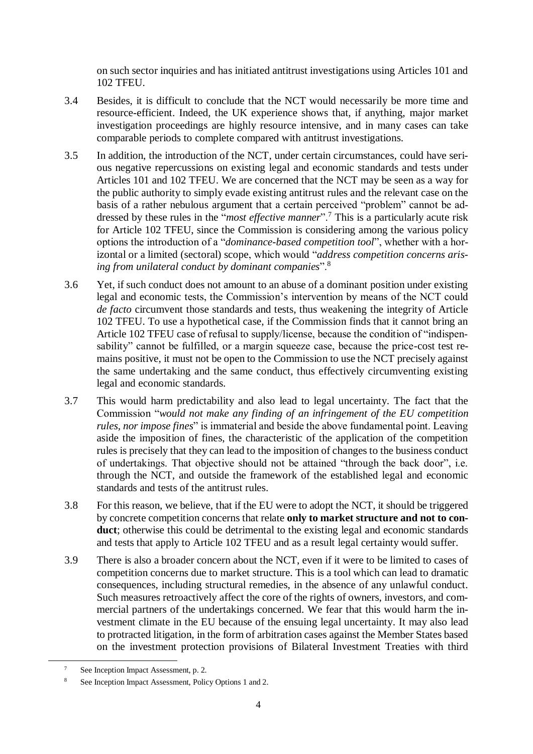on such sector inquiries and has initiated antitrust investigations using Articles 101 and 102 TFEU.

3.4 Besides, it is difficult to conclude that the NCT would necessarily be more time and resource-efficient. Indeed, the UK experience shows that, if anything, major market investigation proceedings are highly resource intensive, and in many cases can take comparable periods to complete compared with antitrust investigations.

3.5 In addition, the introduction of the NCT, under certain circumstances, could have serious negative repercussions on existing legal and economic standards and tests under Articles 101 and 102 TFEU. We are concerned that the NCT may be seen as a way for the public authority to simply evade existing antitrust rules and the relevant case on the basis of a rather nebulous argument that a certain perceived "problem" cannot be addressed by these rules in the "*most effective manner*".[7] This is a particularly acute risk for Article 102 TFEU, since the Commission is considering among the various policy options the introduction of a "*dominance-based competition tool*", whether with a horizontal or a limited (sectoral) scope, which would "*address competition concerns arising from unilateral conduct by dominant companies*".[8]

3.6 Yet, if such conduct does not amount to an abuse of a dominant position under existing legal and economic tests, the Commission's intervention by means of the NCT could *de facto* circumvent those standards and tests, thus weakening the integrity of Article 102 TFEU. To use a hypothetical case, if the Commission finds that it cannot bring an Article 102 TFEU case of refusal to supply/license, because the condition of "indispensability" cannot be fulfilled, or a margin squeeze case, because the price-cost test remains positive, it must not be open to the Commission to use the NCT precisely against the same undertaking and the same conduct, thus effectively circumventing existing legal and economic standards.

3.7 This would harm predictability and also lead to legal uncertainty. The fact that the Commission "*would not make any finding of an infringement of the EU competition rules, nor impose fines*" is immaterial and beside the above fundamental point. Leaving aside the imposition of fines, the characteristic of the application of the competition rules is precisely that they can lead to the imposition of changes to the business conduct of undertakings. That objective should not be attained "through the back door", i.e. through the NCT, and outside the framework of the established legal and economic standards and tests of the antitrust rules.

3.8 For this reason, we believe, that if the EU were to adopt the NCT, it should be triggered by concrete competition concerns that relate **only to market structure and not to conduct**; otherwise this could be detrimental to the existing legal and economic standards and tests that apply to Article 102 TFEU and as a result legal certainty would suffer.

3.9 There is also a broader concern about the NCT, even if it were to be limited to cases of competition concerns due to market structure. This is a tool which can lead to dramatic consequences, including structural remedies, in the absence of any unlawful conduct. Such measures retroactively affect the core of the rights of owners, investors, and commercial partners of the undertakings concerned. We fear that this would harm the investment climate in the EU because of the ensuing legal uncertainty. It may also lead to protracted litigation, in the form of arbitration cases against the Member States based on the investment protection provisions of Bilateral Investment Treaties with third

[7] See Inception Impact Assessment, p. 2.

[8] See Inception Impact Assessment, Policy Options 1 and 2.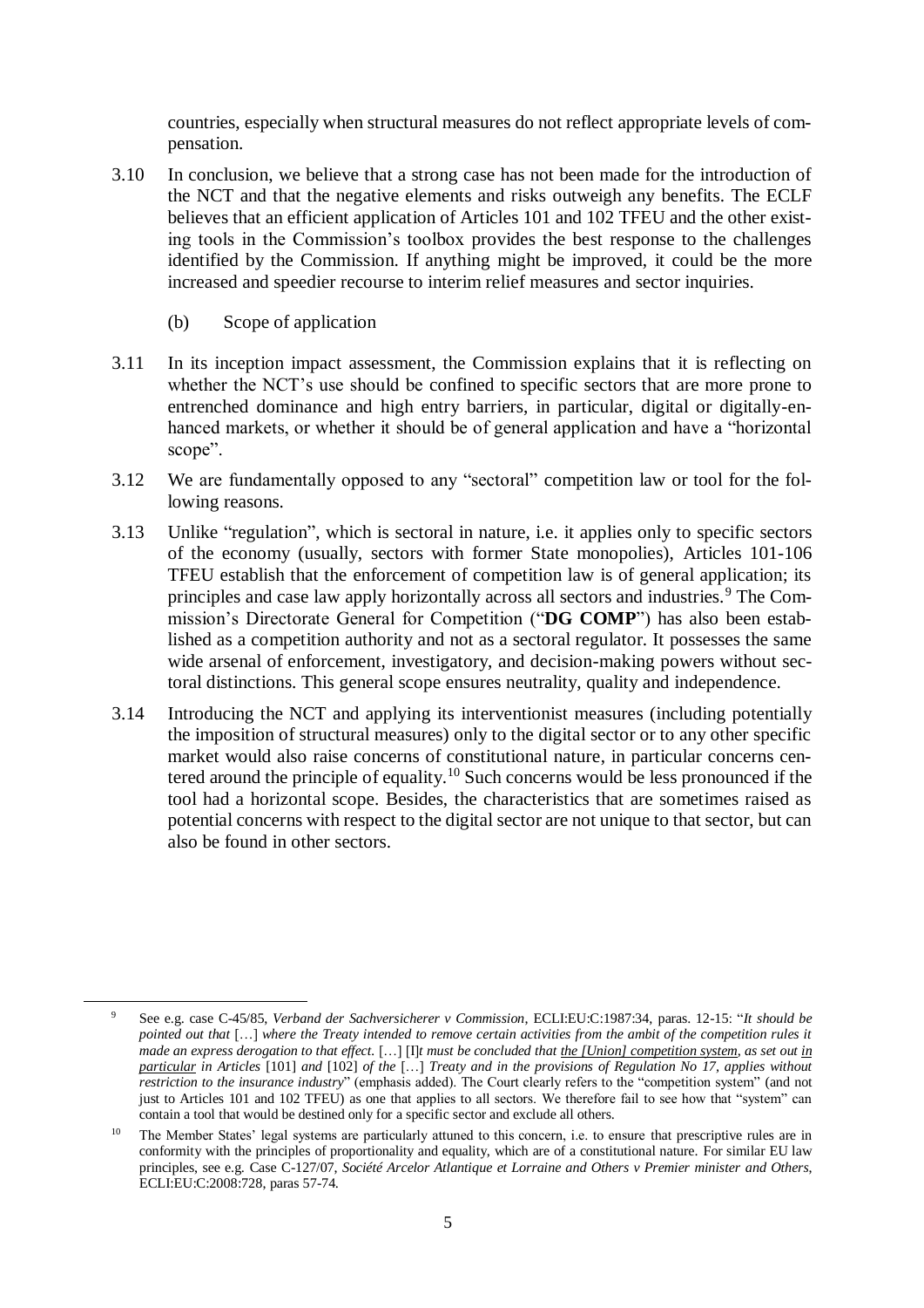countries, especially when structural measures do not reflect appropriate levels of compensation.

3.10 In conclusion, we believe that a strong case has not been made for the introduction of the NCT and that the negative elements and risks outweigh any benefits. The ECLF believes that an efficient application of Articles 101 and 102 TFEU and the other existing tools in the Commission's toolbox provides the best response to the challenges identified by the Commission. If anything might be improved, it could be the more increased and speedier recourse to interim relief measures and sector inquiries.

(b) Scope of application

3.11 In its inception impact assessment, the Commission explains that it is reflecting on whether the NCT's use should be confined to specific sectors that are more prone to entrenched dominance and high entry barriers, in particular, digital or digitally-enhanced markets, or whether it should be of general application and have a "horizontal scope".

3.12 We are fundamentally opposed to any "sectoral" competition law or tool for the following reasons.

3.13 Unlike "regulation", which is sectoral in nature, i.e. it applies only to specific sectors of the economy (usually, sectors with former State monopolies), Articles 101-106 TFEU establish that the enforcement of competition law is of general application; its principles and case law apply horizontally across all sectors and industries.[9] The Commission's Directorate General for Competition ("**DG COMP**") has also been established as a competition authority and not as a sectoral regulator. It possesses the same wide arsenal of enforcement, investigatory, and decision-making powers without sectoral distinctions. This general scope ensures neutrality, quality and independence.

3.14 Introducing the NCT and applying its interventionist measures (including potentially the imposition of structural measures) only to the digital sector or to any other specific market would also raise concerns of constitutional nature, in particular concerns centered around the principle of equality.[10] Such concerns would be less pronounced if the tool had a horizontal scope. Besides, the characteristics that are sometimes raised as potential concerns with respect to the digital sector are not unique to that sector, but can also be found in other sectors.

---

[9] See e.g. case C-45/85, *Verband der Sachversicherer v Commission*, ECLI:EU:C:1987:34, paras. 12-15: "*It should be pointed out that* […] *where the Treaty intended to remove certain activities from the ambit of the competition rules it made an express derogation to that effect.* […] [I]*t must be concluded that* <u>*the [Union] competition system*</u>*, as set out* <u>*in particular*</u> *in Articles* [101] *and* [102] *of the* […] *Treaty and in the provisions of Regulation No 17, applies without restriction to the insurance industry*" (emphasis added). The Court clearly refers to the "competition system" (and not just to Articles 101 and 102 TFEU) as one that applies to all sectors. We therefore fail to see how that "system" can contain a tool that would be destined only for a specific sector and exclude all others.

[10] The Member States' legal systems are particularly attuned to this concern, i.e. to ensure that prescriptive rules are in conformity with the principles of proportionality and equality, which are of a constitutional nature. For similar EU law principles, see e.g. Case C-127/07, *Société Arcelor Atlantique et Lorraine and Others v Premier minister and Others*, ECLI:EU:C:2008:728, paras 57-74.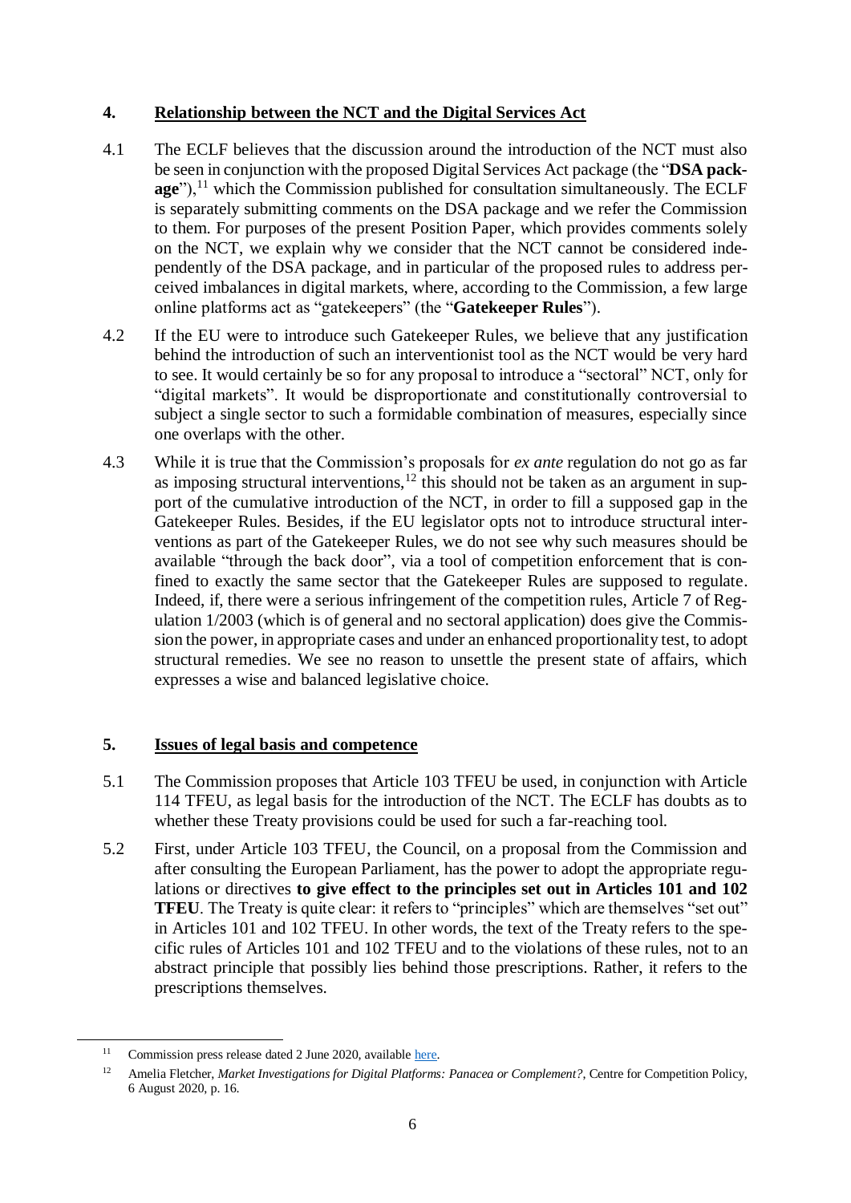## 4. Relationship between the NCT and the Digital Services Act

4.1 The ECLF believes that the discussion around the introduction of the NCT must also be seen in conjunction with the proposed Digital Services Act package (the "**DSA package**"),[11] which the Commission published for consultation simultaneously. The ECLF is separately submitting comments on the DSA package and we refer the Commission to them. For purposes of the present Position Paper, which provides comments solely on the NCT, we explain why we consider that the NCT cannot be considered independently of the DSA package, and in particular of the proposed rules to address perceived imbalances in digital markets, where, according to the Commission, a few large online platforms act as "gatekeepers" (the "**Gatekeeper Rules**").

4.2 If the EU were to introduce such Gatekeeper Rules, we believe that any justification behind the introduction of such an interventionist tool as the NCT would be very hard to see. It would certainly be so for any proposal to introduce a "sectoral" NCT, only for "digital markets". It would be disproportionate and constitutionally controversial to subject a single sector to such a formidable combination of measures, especially since one overlaps with the other.

4.3 While it is true that the Commission's proposals for *ex ante* regulation do not go as far as imposing structural interventions,[12] this should not be taken as an argument in support of the cumulative introduction of the NCT, in order to fill a supposed gap in the Gatekeeper Rules. Besides, if the EU legislator opts not to introduce structural interventions as part of the Gatekeeper Rules, we do not see why such measures should be available "through the back door", via a tool of competition enforcement that is confined to exactly the same sector that the Gatekeeper Rules are supposed to regulate. Indeed, if, there were a serious infringement of the competition rules, Article 7 of Regulation 1/2003 (which is of general and no sectoral application) does give the Commission the power, in appropriate cases and under an enhanced proportionality test, to adopt structural remedies. We see no reason to unsettle the present state of affairs, which expresses a wise and balanced legislative choice.

## 5. Issues of legal basis and competence

5.1 The Commission proposes that Article 103 TFEU be used, in conjunction with Article 114 TFEU, as legal basis for the introduction of the NCT. The ECLF has doubts as to whether these Treaty provisions could be used for such a far-reaching tool.

5.2 First, under Article 103 TFEU, the Council, on a proposal from the Commission and after consulting the European Parliament, has the power to adopt the appropriate regulations or directives **to give effect to the principles set out in Articles 101 and 102 TFEU**. The Treaty is quite clear: it refers to "principles" which are themselves "set out" in Articles 101 and 102 TFEU. In other words, the text of the Treaty refers to the specific rules of Articles 101 and 102 TFEU and to the violations of these rules, not to an abstract principle that possibly lies behind those prescriptions. Rather, it refers to the prescriptions themselves.

---

[11] Commission press release dated 2 June 2020, available here.

[12] Amelia Fletcher, *Market Investigations for Digital Platforms: Panacea or Complement?*, Centre for Competition Policy, 6 August 2020, p. 16.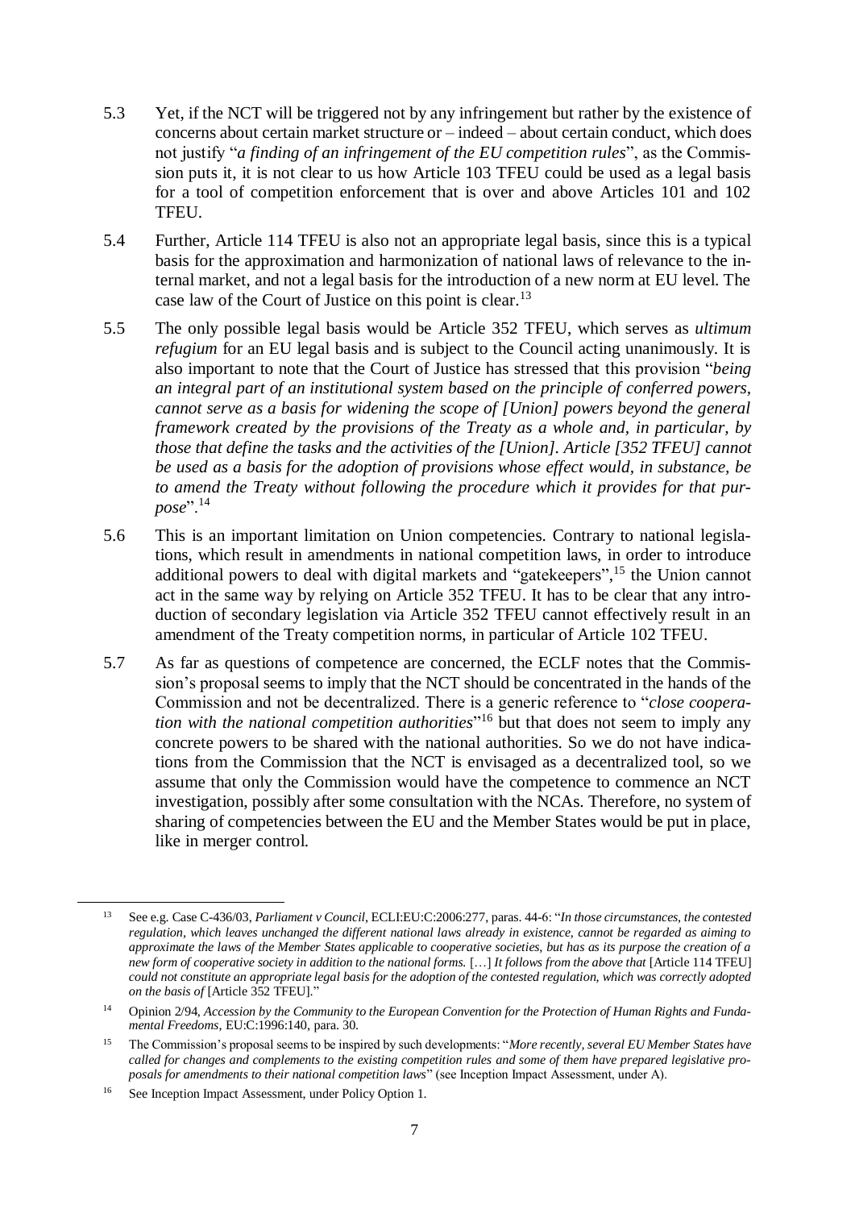5.3 Yet, if the NCT will be triggered not by any infringement but rather by the existence of concerns about certain market structure or – indeed – about certain conduct, which does not justify "*a finding of an infringement of the EU competition rules*", as the Commission puts it, it is not clear to us how Article 103 TFEU could be used as a legal basis for a tool of competition enforcement that is over and above Articles 101 and 102 TFEU.

5.4 Further, Article 114 TFEU is also not an appropriate legal basis, since this is a typical basis for the approximation and harmonization of national laws of relevance to the internal market, and not a legal basis for the introduction of a new norm at EU level. The case law of the Court of Justice on this point is clear.[13]

5.5 The only possible legal basis would be Article 352 TFEU, which serves as *ultimum refugium* for an EU legal basis and is subject to the Council acting unanimously. It is also important to note that the Court of Justice has stressed that this provision "*being an integral part of an institutional system based on the principle of conferred powers, cannot serve as a basis for widening the scope of [Union] powers beyond the general framework created by the provisions of the Treaty as a whole and, in particular, by those that define the tasks and the activities of the [Union]. Article [352 TFEU] cannot be used as a basis for the adoption of provisions whose effect would, in substance, be to amend the Treaty without following the procedure which it provides for that purpose*".[14]

5.6 This is an important limitation on Union competencies. Contrary to national legislations, which result in amendments in national competition laws, in order to introduce additional powers to deal with digital markets and "gatekeepers",[15] the Union cannot act in the same way by relying on Article 352 TFEU. It has to be clear that any introduction of secondary legislation via Article 352 TFEU cannot effectively result in an amendment of the Treaty competition norms, in particular of Article 102 TFEU.

5.7 As far as questions of competence are concerned, the ECLF notes that the Commission's proposal seems to imply that the NCT should be concentrated in the hands of the Commission and not be decentralized. There is a generic reference to "*close cooperation with the national competition authorities*"[16] but that does not seem to imply any concrete powers to be shared with the national authorities. So we do not have indications from the Commission that the NCT is envisaged as a decentralized tool, so we assume that only the Commission would have the competence to commence an NCT investigation, possibly after some consultation with the NCAs. Therefore, no system of sharing of competencies between the EU and the Member States would be put in place, like in merger control.

---

[13] See e.g. Case C-436/03, *Parliament v Council*, ECLI:EU:C:2006:277, paras. 44-6: "*In those circumstances, the contested regulation, which leaves unchanged the different national laws already in existence, cannot be regarded as aiming to approximate the laws of the Member States applicable to cooperative societies, but has as its purpose the creation of a new form of cooperative society in addition to the national forms.* […] *It follows from the above that* [Article 114 TFEU] *could not constitute an appropriate legal basis for the adoption of the contested regulation, which was correctly adopted on the basis of* [Article 352 TFEU]."

[14] Opinion 2/94, *Accession by the Community to the European Convention for the Protection of Human Rights and Fundamental Freedoms*, EU:C:1996:140, para. 30.

[15] The Commission's proposal seems to be inspired by such developments: "*More recently, several EU Member States have called for changes and complements to the existing competition rules and some of them have prepared legislative proposals for amendments to their national competition laws*" (see Inception Impact Assessment, under A).

[16] See Inception Impact Assessment, under Policy Option 1.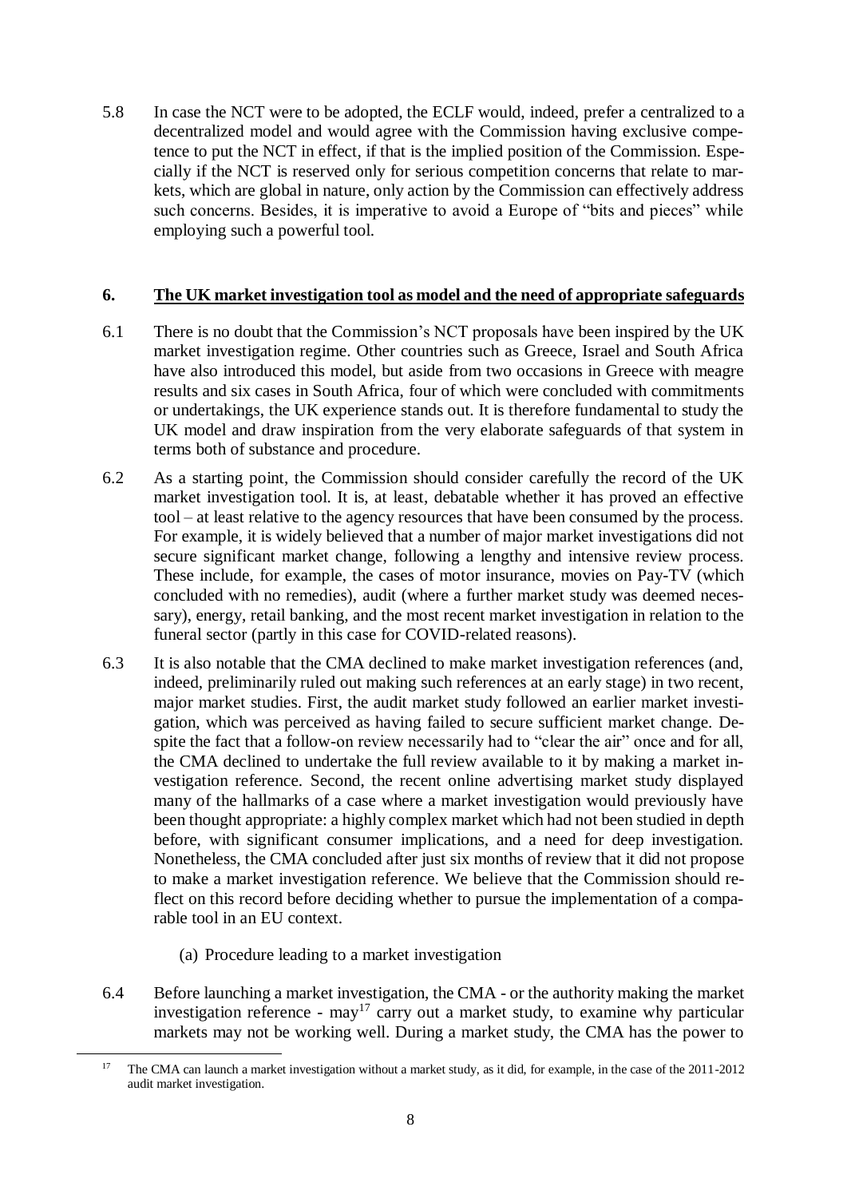5.8 In case the NCT were to be adopted, the ECLF would, indeed, prefer a centralized to a decentralized model and would agree with the Commission having exclusive competence to put the NCT in effect, if that is the implied position of the Commission. Especially if the NCT is reserved only for serious competition concerns that relate to markets, which are global in nature, only action by the Commission can effectively address such concerns. Besides, it is imperative to avoid a Europe of "bits and pieces" while employing such a powerful tool.

## 6. <u>The UK market investigation tool as model and the need of appropriate safeguards</u>

6.1 There is no doubt that the Commission's NCT proposals have been inspired by the UK market investigation regime. Other countries such as Greece, Israel and South Africa have also introduced this model, but aside from two occasions in Greece with meagre results and six cases in South Africa, four of which were concluded with commitments or undertakings, the UK experience stands out. It is therefore fundamental to study the UK model and draw inspiration from the very elaborate safeguards of that system in terms both of substance and procedure.

6.2 As a starting point, the Commission should consider carefully the record of the UK market investigation tool. It is, at least, debatable whether it has proved an effective tool – at least relative to the agency resources that have been consumed by the process. For example, it is widely believed that a number of major market investigations did not secure significant market change, following a lengthy and intensive review process. These include, for example, the cases of motor insurance, movies on Pay-TV (which concluded with no remedies), audit (where a further market study was deemed necessary), energy, retail banking, and the most recent market investigation in relation to the funeral sector (partly in this case for COVID-related reasons).

6.3 It is also notable that the CMA declined to make market investigation references (and, indeed, preliminarily ruled out making such references at an early stage) in two recent, major market studies. First, the audit market study followed an earlier market investigation, which was perceived as having failed to secure sufficient market change. Despite the fact that a follow-on review necessarily had to "clear the air" once and for all, the CMA declined to undertake the full review available to it by making a market investigation reference. Second, the recent online advertising market study displayed many of the hallmarks of a case where a market investigation would previously have been thought appropriate: a highly complex market which had not been studied in depth before, with significant consumer implications, and a need for deep investigation. Nonetheless, the CMA concluded after just six months of review that it did not propose to make a market investigation reference. We believe that the Commission should reflect on this record before deciding whether to pursue the implementation of a comparable tool in an EU context.

(a) Procedure leading to a market investigation

6.4 Before launching a market investigation, the CMA - or the authority making the market investigation reference - may[17] carry out a market study, to examine why particular markets may not be working well. During a market study, the CMA has the power to

[17] The CMA can launch a market investigation without a market study, as it did, for example, in the case of the 2011-2012 audit market investigation.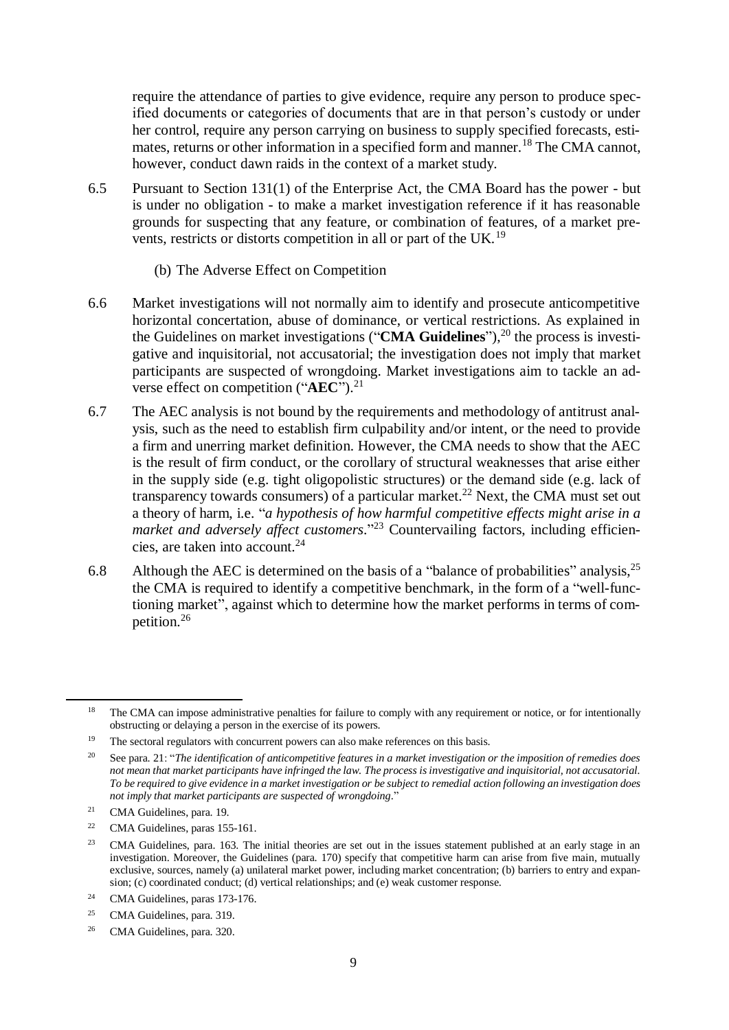require the attendance of parties to give evidence, require any person to produce specified documents or categories of documents that are in that person's custody or under her control, require any person carrying on business to supply specified forecasts, estimates, returns or other information in a specified form and manner.[18] The CMA cannot, however, conduct dawn raids in the context of a market study.

6.5 Pursuant to Section 131(1) of the Enterprise Act, the CMA Board has the power - but is under no obligation - to make a market investigation reference if it has reasonable grounds for suspecting that any feature, or combination of features, of a market prevents, restricts or distorts competition in all or part of the UK.[19]

(b) The Adverse Effect on Competition

6.6 Market investigations will not normally aim to identify and prosecute anticompetitive horizontal concertation, abuse of dominance, or vertical restrictions. As explained in the Guidelines on market investigations ("**CMA Guidelines**"),[20] the process is investigative and inquisitorial, not accusatorial; the investigation does not imply that market participants are suspected of wrongdoing. Market investigations aim to tackle an adverse effect on competition ("**AEC**").[21]

6.7 The AEC analysis is not bound by the requirements and methodology of antitrust analysis, such as the need to establish firm culpability and/or intent, or the need to provide a firm and unerring market definition. However, the CMA needs to show that the AEC is the result of firm conduct, or the corollary of structural weaknesses that arise either in the supply side (e.g. tight oligopolistic structures) or the demand side (e.g. lack of transparency towards consumers) of a particular market.[22] Next, the CMA must set out a theory of harm, i.e. "*a hypothesis of how harmful competitive effects might arise in a market and adversely affect customers*."[23] Countervailing factors, including efficiencies, are taken into account.[24]

6.8 Although the AEC is determined on the basis of a "balance of probabilities" analysis,[25] the CMA is required to identify a competitive benchmark, in the form of a "well-functioning market", against which to determine how the market performs in terms of competition.[26]

---

[18] The CMA can impose administrative penalties for failure to comply with any requirement or notice, or for intentionally obstructing or delaying a person in the exercise of its powers.

[19] The sectoral regulators with concurrent powers can also make references on this basis.

[20] See para. 21: "*The identification of anticompetitive features in a market investigation or the imposition of remedies does not mean that market participants have infringed the law. The process is investigative and inquisitorial, not accusatorial. To be required to give evidence in a market investigation or be subject to remedial action following an investigation does not imply that market participants are suspected of wrongdoing*."

[21] CMA Guidelines, para. 19.

[22] CMA Guidelines, paras 155-161.

[23] CMA Guidelines, para. 163. The initial theories are set out in the issues statement published at an early stage in an investigation. Moreover, the Guidelines (para. 170) specify that competitive harm can arise from five main, mutually exclusive, sources, namely (a) unilateral market power, including market concentration; (b) barriers to entry and expansion; (c) coordinated conduct; (d) vertical relationships; and (e) weak customer response.

[24] CMA Guidelines, paras 173-176.

[25] CMA Guidelines, para. 319.

[26] CMA Guidelines, para. 320.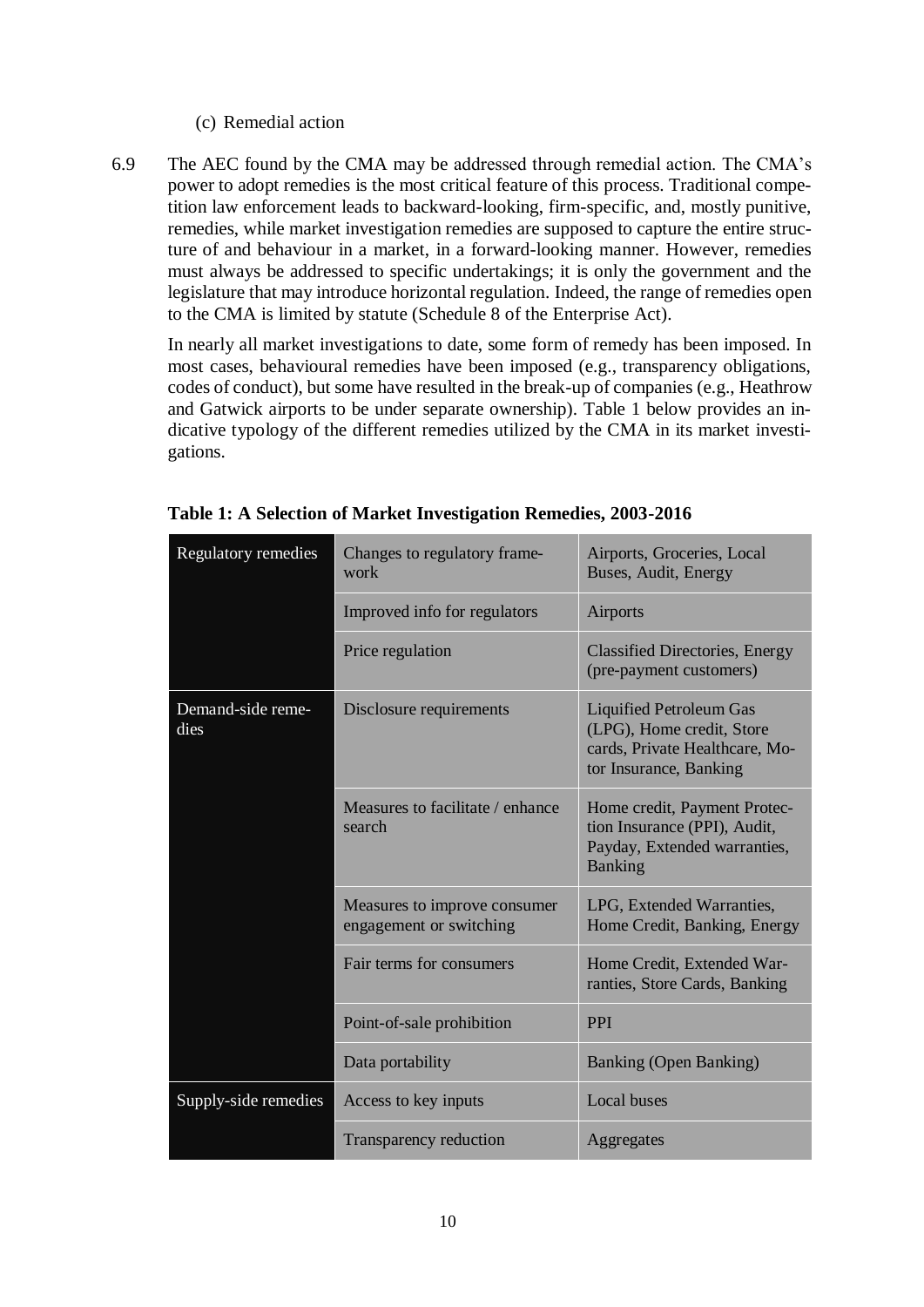(c) Remedial action

6.9 The AEC found by the CMA may be addressed through remedial action. The CMA's power to adopt remedies is the most critical feature of this process. Traditional competition law enforcement leads to backward-looking, firm-specific, and, mostly punitive, remedies, while market investigation remedies are supposed to capture the entire structure of and behaviour in a market, in a forward-looking manner. However, remedies must always be addressed to specific undertakings; it is only the government and the legislature that may introduce horizontal regulation. Indeed, the range of remedies open to the CMA is limited by statute (Schedule 8 of the Enterprise Act).

In nearly all market investigations to date, some form of remedy has been imposed. In most cases, behavioural remedies have been imposed (e.g., transparency obligations, codes of conduct), but some have resulted in the break-up of companies (e.g., Heathrow and Gatwick airports to be under separate ownership). Table 1 below provides an indicative typology of the different remedies utilized by the CMA in its market investigations.

**Table 1: A Selection of Market Investigation Remedies, 2003-2016**

| | | |
|---|---|---|
| Regulatory remedies | Changes to regulatory framework | Airports, Groceries, Local Buses, Audit, Energy |
| | Improved info for regulators | Airports |
| | Price regulation | Classified Directories, Energy (pre-payment customers) |
| Demand-side remedies | Disclosure requirements | Liquified Petroleum Gas (LPG), Home credit, Store cards, Private Healthcare, Motor Insurance, Banking |
| | Measures to facilitate / enhance search | Home credit, Payment Protection Insurance (PPI), Audit, Payday, Extended warranties, Banking |
| | Measures to improve consumer engagement or switching | LPG, Extended Warranties, Home Credit, Banking, Energy |
| | Fair terms for consumers | Home Credit, Extended Warranties, Store Cards, Banking |
| | Point-of-sale prohibition | PPI |
| | Data portability | Banking (Open Banking) |
| Supply-side remedies | Access to key inputs | Local buses |
| | Transparency reduction | Aggregates |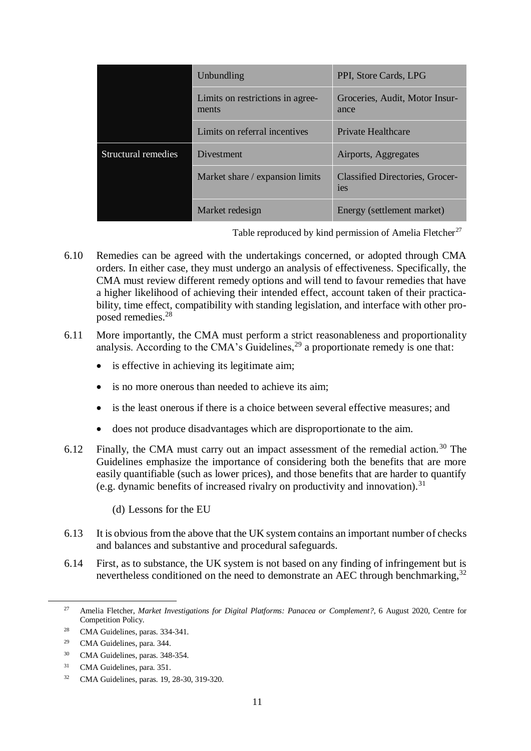| | | |
|---|---|---|
| | Unbundling | PPI, Store Cards, LPG |
| | Limits on restrictions in agreements | Groceries, Audit, Motor Insurance |
| | Limits on referral incentives | Private Healthcare |
| Structural remedies | Divestment | Airports, Aggregates |
| | Market share / expansion limits | Classified Directories, Groceries |
| | Market redesign | Energy (settlement market) |

Table reproduced by kind permission of Amelia Fletcher[27]

6.10 Remedies can be agreed with the undertakings concerned, or adopted through CMA orders. In either case, they must undergo an analysis of effectiveness. Specifically, the CMA must review different remedy options and will tend to favour remedies that have a higher likelihood of achieving their intended effect, account taken of their practicability, time effect, compatibility with standing legislation, and interface with other proposed remedies.[28]

6.11 More importantly, the CMA must perform a strict reasonableness and proportionality analysis. According to the CMA's Guidelines,[29] a proportionate remedy is one that:

- is effective in achieving its legitimate aim;
- is no more onerous than needed to achieve its aim;
- is the least onerous if there is a choice between several effective measures; and
- does not produce disadvantages which are disproportionate to the aim.

6.12 Finally, the CMA must carry out an impact assessment of the remedial action.[30] The Guidelines emphasize the importance of considering both the benefits that are more easily quantifiable (such as lower prices), and those benefits that are harder to quantify (e.g. dynamic benefits of increased rivalry on productivity and innovation).[31]

(d) Lessons for the EU

6.13 It is obvious from the above that the UK system contains an important number of checks and balances and substantive and procedural safeguards.

6.14 First, as to substance, the UK system is not based on any finding of infringement but is nevertheless conditioned on the need to demonstrate an AEC through benchmarking,[32]

---

[27] Amelia Fletcher, *Market Investigations for Digital Platforms: Panacea or Complement?*, 6 August 2020, Centre for Competition Policy.

[28] CMA Guidelines, paras. 334-341.

[29] CMA Guidelines, para. 344.

[30] CMA Guidelines, paras. 348-354.

[31] CMA Guidelines, para. 351.

[32] CMA Guidelines, paras. 19, 28-30, 319-320.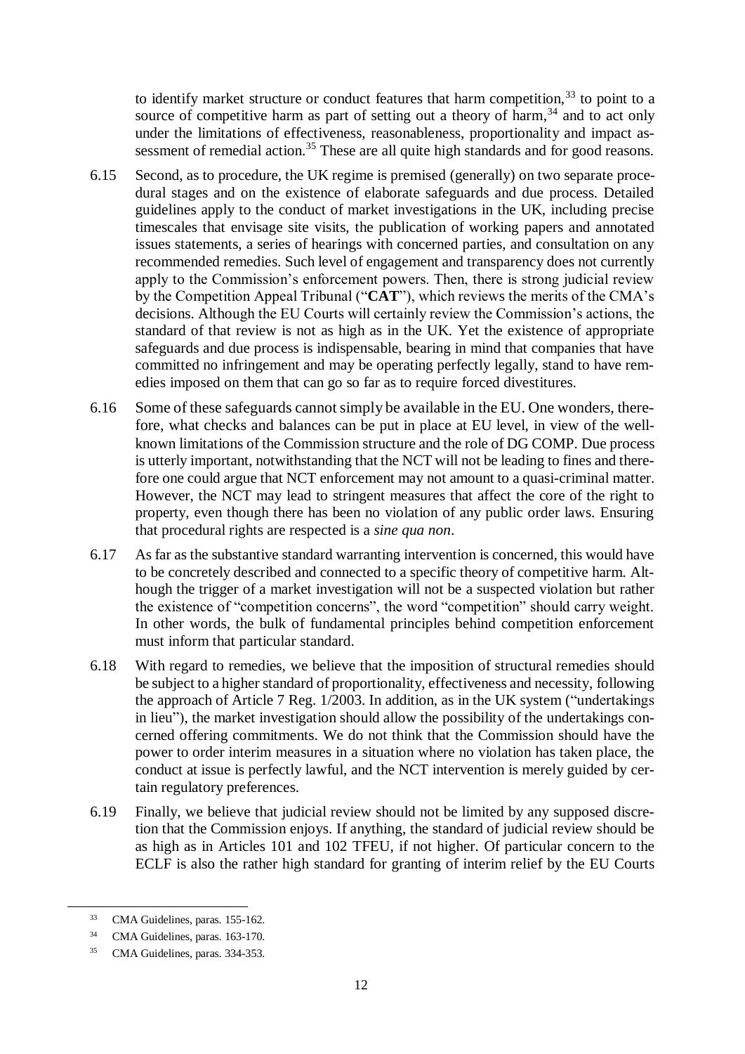to identify market structure or conduct features that harm competition,[33] to point to a source of competitive harm as part of setting out a theory of harm,[34] and to act only under the limitations of effectiveness, reasonableness, proportionality and impact assessment of remedial action.[35] These are all quite high standards and for good reasons.

6.15 Second, as to procedure, the UK regime is premised (generally) on two separate procedural stages and on the existence of elaborate safeguards and due process. Detailed guidelines apply to the conduct of market investigations in the UK, including precise timescales that envisage site visits, the publication of working papers and annotated issues statements, a series of hearings with concerned parties, and consultation on any recommended remedies. Such level of engagement and transparency does not currently apply to the Commission's enforcement powers. Then, there is strong judicial review by the Competition Appeal Tribunal ("**CAT**"), which reviews the merits of the CMA's decisions. Although the EU Courts will certainly review the Commission's actions, the standard of that review is not as high as in the UK. Yet the existence of appropriate safeguards and due process is indispensable, bearing in mind that companies that have committed no infringement and may be operating perfectly legally, stand to have remedies imposed on them that can go so far as to require forced divestitures.

6.16 Some of these safeguards cannot simply be available in the EU. One wonders, therefore, what checks and balances can be put in place at EU level, in view of the well-known limitations of the Commission structure and the role of DG COMP. Due process is utterly important, notwithstanding that the NCT will not be leading to fines and therefore one could argue that NCT enforcement may not amount to a quasi-criminal matter. However, the NCT may lead to stringent measures that affect the core of the right to property, even though there has been no violation of any public order laws. Ensuring that procedural rights are respected is a *sine qua non*.

6.17 As far as the substantive standard warranting intervention is concerned, this would have to be concretely described and connected to a specific theory of competitive harm. Although the trigger of a market investigation will not be a suspected violation but rather the existence of "competition concerns", the word "competition" should carry weight. In other words, the bulk of fundamental principles behind competition enforcement must inform that particular standard.

6.18 With regard to remedies, we believe that the imposition of structural remedies should be subject to a higher standard of proportionality, effectiveness and necessity, following the approach of Article 7 Reg. 1/2003. In addition, as in the UK system ("undertakings in lieu"), the market investigation should allow the possibility of the undertakings concerned offering commitments. We do not think that the Commission should have the power to order interim measures in a situation where no violation has taken place, the conduct at issue is perfectly lawful, and the NCT intervention is merely guided by certain regulatory preferences.

6.19 Finally, we believe that judicial review should not be limited by any supposed discretion that the Commission enjoys. If anything, the standard of judicial review should be as high as in Articles 101 and 102 TFEU, if not higher. Of particular concern to the ECLF is also the rather high standard for granting of interim relief by the EU Courts

---

[33] CMA Guidelines, paras. 155-162.

[34] CMA Guidelines, paras. 163-170.

[35] CMA Guidelines, paras. 334-353.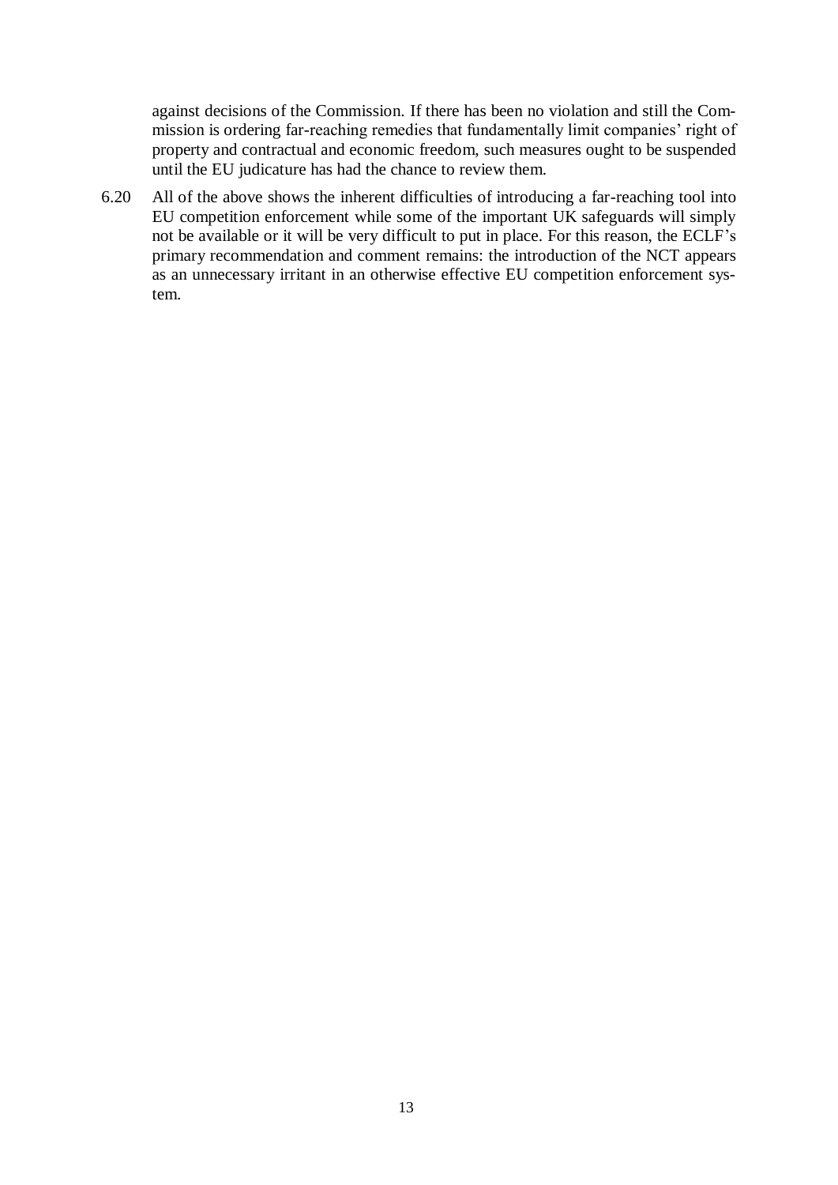against decisions of the Commission. If there has been no violation and still the Commission is ordering far-reaching remedies that fundamentally limit companies' right of property and contractual and economic freedom, such measures ought to be suspended until the EU judicature has had the chance to review them.

6.20 All of the above shows the inherent difficulties of introducing a far-reaching tool into EU competition enforcement while some of the important UK safeguards will simply not be available or it will be very difficult to put in place. For this reason, the ECLF's primary recommendation and comment remains: the introduction of the NCT appears as an unnecessary irritant in an otherwise effective EU competition enforcement system.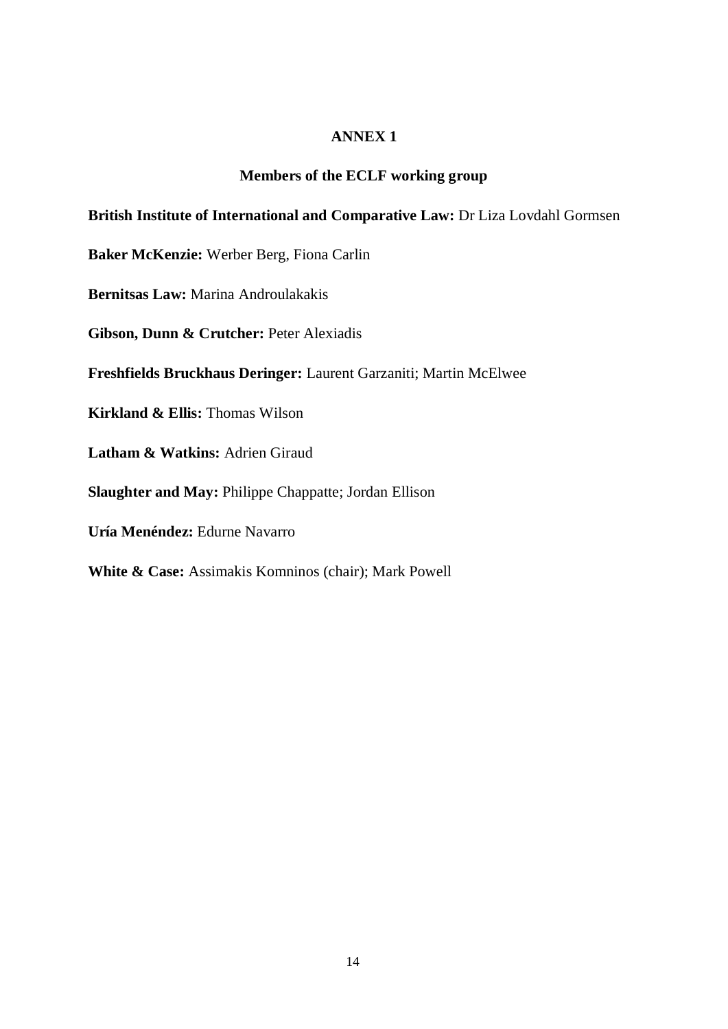# ANNEX 1

## Members of the ECLF working group

**British Institute of International and Comparative Law:** Dr Liza Lovdahl Gormsen

**Baker McKenzie:** Werber Berg, Fiona Carlin

**Bernitsas Law:** Marina Androulakakis

**Gibson, Dunn & Crutcher:** Peter Alexiadis

**Freshfields Bruckhaus Deringer:** Laurent Garzaniti; Martin McElwee

**Kirkland & Ellis:** Thomas Wilson

**Latham & Watkins:** Adrien Giraud

**Slaughter and May:** Philippe Chappatte; Jordan Ellison

**Uría Menéndez:** Edurne Navarro

**White & Case:** Assimakis Komninos (chair); Mark Powell